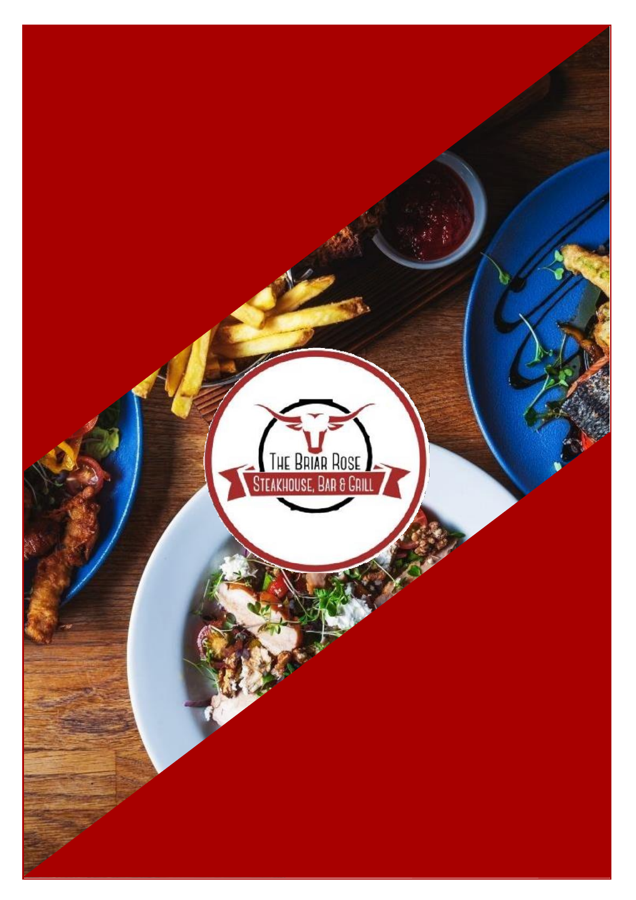THE BRIAR ROSE

STEAKHOUSE, BAR & GRILL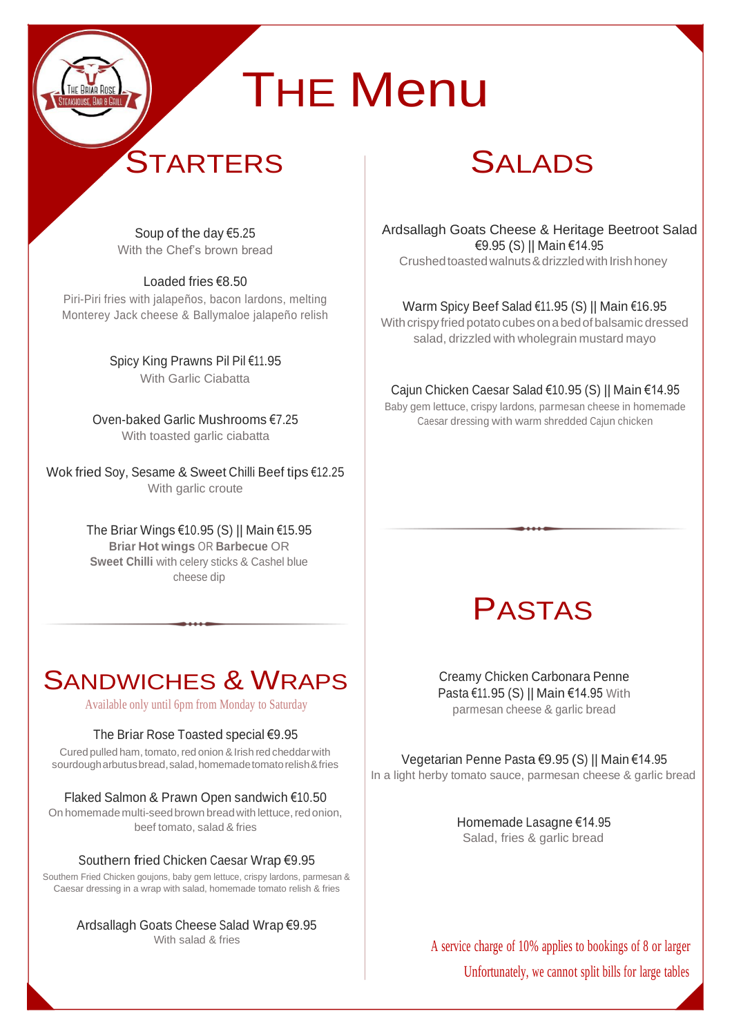# THE Menu

## STARTERS

Soup of the day €5.25
With the Chef's brown bread

Loaded fries €8.50
Piri-Piri fries with jalapeños, bacon lardons, melting Monterey Jack cheese & Ballymaloe jalapeño relish

Spicy King Prawns Pil Pil €11.95
With Garlic Ciabatta

Oven-baked Garlic Mushrooms €7.25
With toasted garlic ciabatta

Wok fried Soy, Sesame & Sweet Chilli Beef tips €12.25
With garlic croute

The Briar Wings €10.95 (S) || Main €15.95
**Briar Hot wings** OR **Barbecue** OR **Sweet Chilli** with celery sticks & Cashel blue cheese dip

## SANDWICHES & WRAPS

*Available only until 6pm from Monday to Saturday*

The Briar Rose Toasted special €9.95
Cured pulled ham, tomato, red onion & Irish red cheddar with sourdough arbutus bread, salad, homemade tomato relish & fries

Flaked Salmon & Prawn Open sandwich €10.50
On homemade multi-seed brown bread with lettuce, red onion, beef tomato, salad & fries

Southern fried Chicken Caesar Wrap €9.95
Southern Fried Chicken goujons, baby gem lettuce, crispy lardons, parmesan & Caesar dressing in a wrap with salad, homemade tomato relish & fries

Ardsallagh Goats Cheese Salad Wrap €9.95
With salad & fries

## SALADS

Ardsallagh Goats Cheese & Heritage Beetroot Salad €9.95 (S) || Main €14.95
Crushed toasted walnuts & drizzled with Irish honey

Warm Spicy Beef Salad €11.95 (S) || Main €16.95
With crispy fried potato cubes on a bed of balsamic dressed salad, drizzled with wholegrain mustard mayo

Cajun Chicken Caesar Salad €10.95 (S) || Main €14.95
Baby gem lettuce, crispy lardons, parmesan cheese in homemade Caesar dressing with warm shredded Cajun chicken

## PASTAS

Creamy Chicken Carbonara Penne Pasta €11.95 (S) || Main €14.95 With parmesan cheese & garlic bread

Vegetarian Penne Pasta €9.95 (S) || Main €14.95
In a light herby tomato sauce, parmesan cheese & garlic bread

Homemade Lasagne €14.95
Salad, fries & garlic bread

A service charge of 10% applies to bookings of 8 or larger

Unfortunately, we cannot split bills for large tables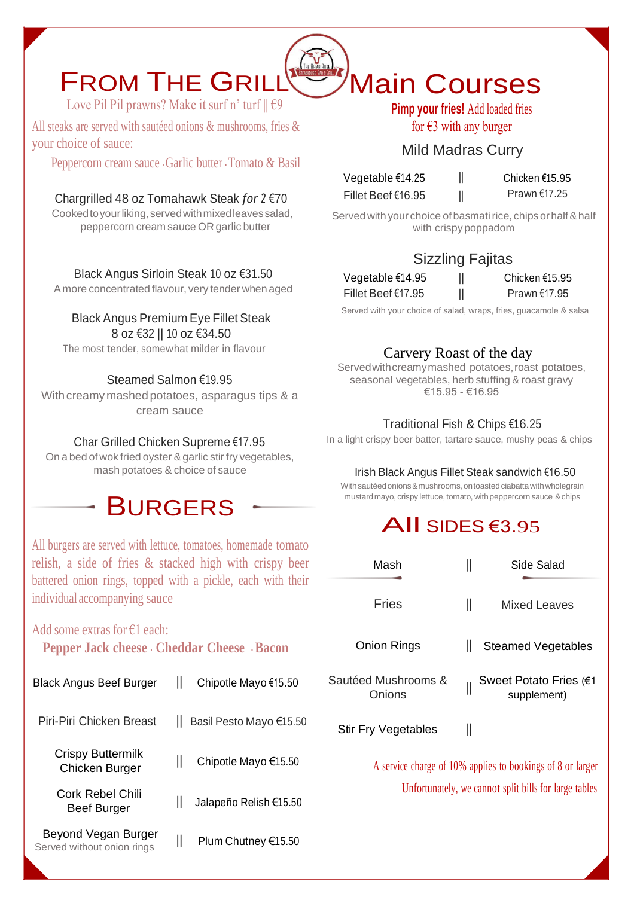# From The Grill

Love Pil Pil prawns? Make it surf n' turf || €9

All steaks are served with sautéed onions & mushrooms, fries & your choice of sauce:

Peppercorn cream sauce · Garlic butter · Tomato & Basil

**Chargrilled 48 oz Tomahawk Steak *for 2* €70**
Cooked to your liking, served with mixed leaves salad, peppercorn cream sauce OR garlic butter

**Black Angus Sirloin Steak 10 oz €31.50**
A more concentrated flavour, very tender when aged

**Black Angus Premium Eye Fillet Steak**
**8 oz €32 || 10 oz €34.50**
The most tender, somewhat milder in flavour

**Steamed Salmon €19.95**
With creamy mashed potatoes, asparagus tips & a cream sauce

**Char Grilled Chicken Supreme €17.95**
On a bed of wok fried oyster & garlic stir fry vegetables, mash potatoes & choice of sauce

# Burgers

All burgers are served with lettuce, tomatoes, homemade tomato relish, a side of fries & stacked high with crispy beer battered onion rings, topped with a pickle, each with their individual accompanying sauce

Add some extras for €1 each:
**Pepper Jack cheese · Cheddar Cheese · Bacon**

| Burger | | Sauce & Price |
|---|---|---|
| Black Angus Beef Burger | \|\| | Chipotle Mayo €15.50 |
| Piri-Piri Chicken Breast | \|\| | Basil Pesto Mayo €15.50 |
| Crispy Buttermilk Chicken Burger | \|\| | Chipotle Mayo €15.50 |
| Cork Rebel Chili Beef Burger | \|\| | Jalapeño Relish €15.50 |
| Beyond Vegan Burger (Served without onion rings) | \|\| | Plum Chutney €15.50 |

# Main Courses

**Pimp your fries!** Add loaded fries for €3 with any burger

## Mild Madras Curry

| | | |
|---|---|---|
| Vegetable €14.25 | \|\| | Chicken €15.95 |
| Fillet Beef €16.95 | \|\| | Prawn €17.25 |

Served with your choice of basmati rice, chips or half & half with crispy poppadom

## Sizzling Fajitas

| | | |
|---|---|---|
| Vegetable €14.95 | \|\| | Chicken €15.95 |
| Fillet Beef €17.95 | \|\| | Prawn €17.95 |

Served with your choice of salad, wraps, fries, guacamole & salsa

**Carvery Roast of the day**
Served with creamy mashed potatoes, roast potatoes, seasonal vegetables, herb stuffing & roast gravy
€15.95 - €16.95

**Traditional Fish & Chips €16.25**
In a light crispy beer batter, tartare sauce, mushy peas & chips

**Irish Black Angus Fillet Steak sandwich €16.50**
With sautéed onions & mushrooms, on toasted ciabatta with wholegrain mustard mayo, crispy lettuce, tomato, with peppercorn sauce & chips

# All Sides €3.95

| | | |
|---|---|---|
| Mash | \|\| | Side Salad |
| Fries | \|\| | Mixed Leaves |
| Onion Rings | \|\| | Steamed Vegetables |
| Sautéed Mushrooms & Onions | \|\| | Sweet Potato Fries (€1 supplement) |
| Stir Fry Vegetables | \|\| | |

A service charge of 10% applies to bookings of 8 or larger

Unfortunately, we cannot split bills for large tables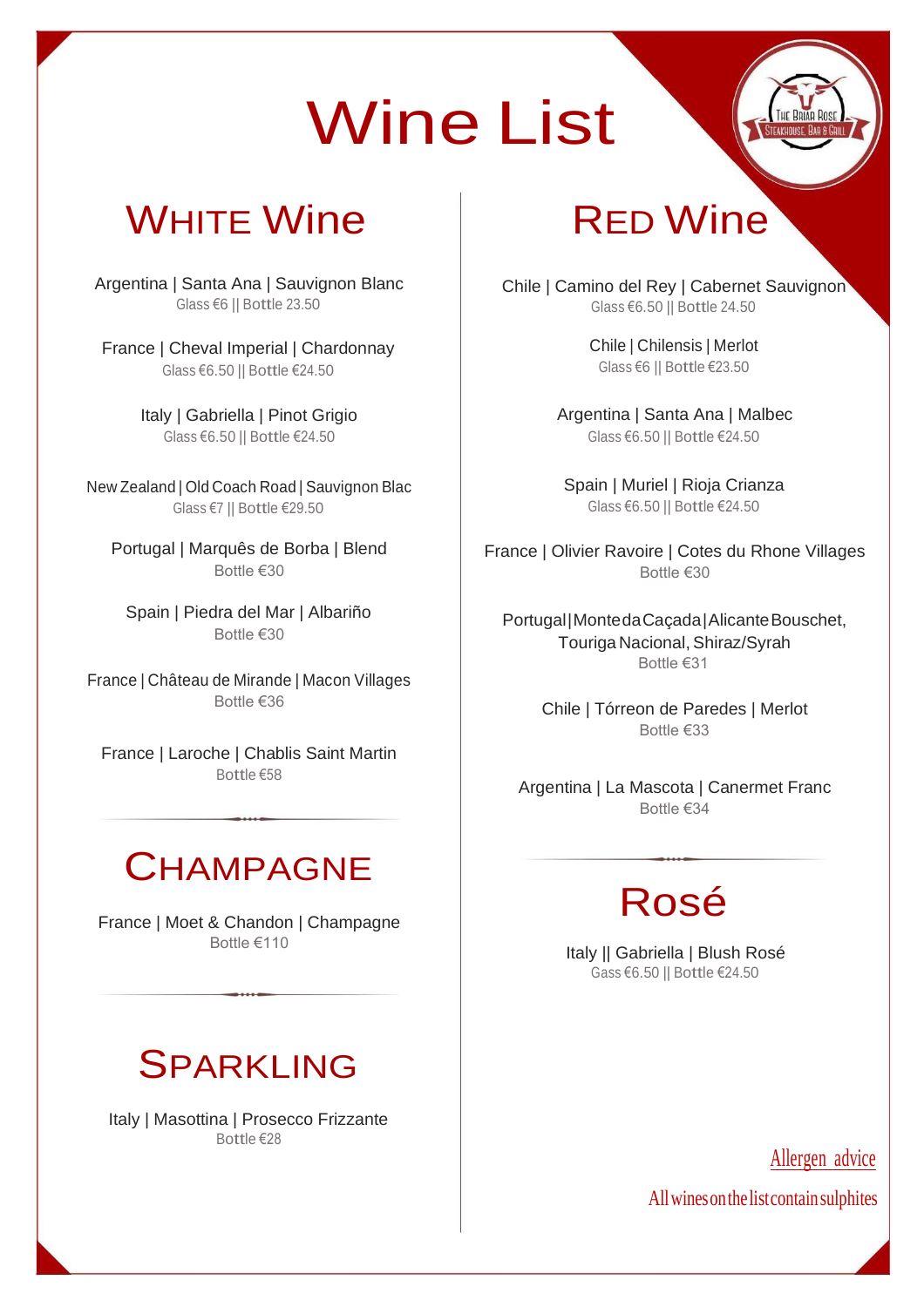# Wine List

## White Wine

Argentina | Santa Ana | Sauvignon Blanc
Glass €6 || Bottle 23.50

France | Cheval Imperial | Chardonnay
Glass €6.50 || Bottle €24.50

Italy | Gabriella | Pinot Grigio
Glass €6.50 || Bottle €24.50

New Zealand | Old Coach Road | Sauvignon Blac
Glass €7 || Bottle €29.50

Portugal | Marquês de Borba | Blend
Bottle €30

Spain | Piedra del Mar | Albariño
Bottle €30

France | Château de Mirande | Macon Villages
Bottle €36

France | Laroche | Chablis Saint Martin
Bottle €58

## Champagne

France | Moet & Chandon | Champagne
Bottle €110

## Sparkling

Italy | Masottina | Prosecco Frizzante
Bottle €28

## Red Wine

Chile | Camino del Rey | Cabernet Sauvignon
Glass €6.50 || Bottle 24.50

Chile | Chilensis | Merlot
Glass €6 || Bottle €23.50

Argentina | Santa Ana | Malbec
Glass €6.50 || Bottle €24.50

Spain | Muriel | Rioja Crianza
Glass €6.50 || Bottle €24.50

France | Olivier Ravoire | Cotes du Rhone Villages
Bottle €30

Portugal | Monte da Caçada | Alicante Bouschet, Touriga Nacional, Shiraz/Syrah
Bottle €31

Chile | Tórreon de Paredes | Merlot
Bottle €33

Argentina | La Mascota | Canermet Franc
Bottle €34

## Rosé

Italy || Gabriella | Blush Rosé
Gass €6.50 || Bottle €24.50

Allergen advice

All wines on the list contain sulphites